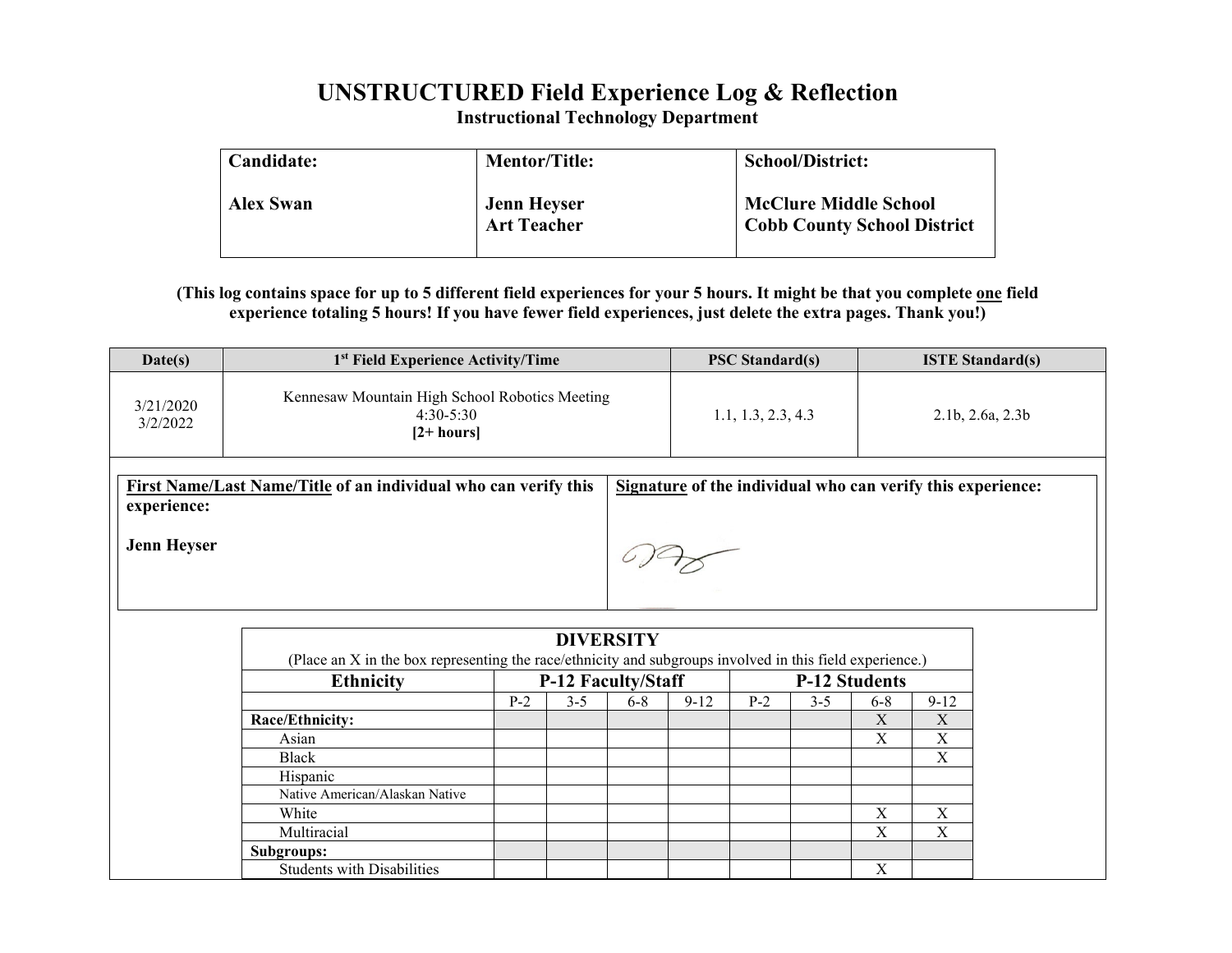# UNSTRUCTURED Field Experience Log & Reflection

### Instructional Technology Department

| Candidate: | Mentor/Title: | School/District: |
|---|---|---|
| **Alex Swan** | **Jenn Heyser**<br>**Art Teacher** | **McClure Middle School**<br>**Cobb County School District** |

**(This log contains space for up to 5 different field experiences for your 5 hours. It might be that you complete one field experience totaling 5 hours! If you have fewer field experiences, just delete the extra pages. Thank you!)**

| Date(s) | 1st Field Experience Activity/Time | PSC Standard(s) | ISTE Standard(s) |
|---|---|---|---|
| 3/21/2020<br>3/2/2022 | Kennesaw Mountain High School Robotics Meeting<br>4:30-5:30<br>**[2+ hours]** | 1.1, 1.3, 2.3, 4.3 | 2.1b, 2.6a, 2.3b |

| First Name/Last Name/Title of an individual who can verify this experience: | Signature of the individual who can verify this experience: |
|---|---|
| **Jenn Heyser** | |

| DIVERSITY<br>(Place an X in the box representing the race/ethnicity and subgroups involved in this field experience.) | | | | | | | | |
|---|---|---|---|---|---|---|---|---|
| **Ethnicity** | **P-12 Faculty/Staff** | | | | **P-12 Students** | | | |
| | P-2 | 3-5 | 6-8 | 9-12 | P-2 | 3-5 | 6-8 | 9-12 |
| **Race/Ethnicity:** | | | | | | | X | X |
| Asian | | | | | | | X | X |
| Black | | | | | | | | X |
| Hispanic | | | | | | | | |
| Native American/Alaskan Native | | | | | | | | |
| White | | | | | | | X | X |
| Multiracial | | | | | | | X | X |
| **Subgroups:** | | | | | | | | |
| Students with Disabilities | | | | | | | X | |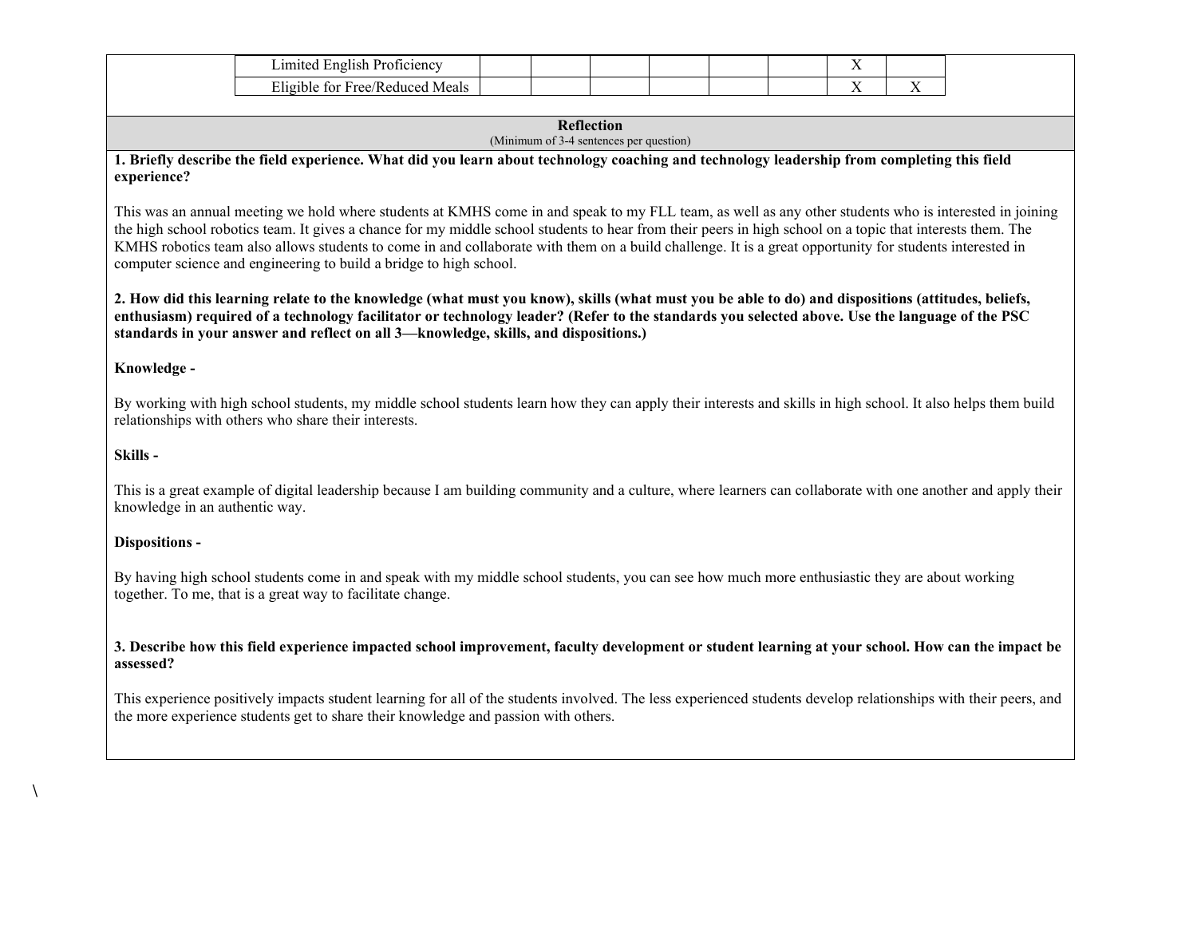| | | | | | | | | |
|---|---|---|---|---|---|---|---|---|
| Limited English Proficiency | | | | | | | X | |
| Eligible for Free/Reduced Meals | | | | | | | X | X |

**Reflection**
(Minimum of 3-4 sentences per question)

**1. Briefly describe the field experience. What did you learn about technology coaching and technology leadership from completing this field experience?**

This was an annual meeting we hold where students at KMHS come in and speak to my FLL team, as well as any other students who is interested in joining the high school robotics team. It gives a chance for my middle school students to hear from their peers in high school on a topic that interests them. The KMHS robotics team also allows students to come in and collaborate with them on a build challenge. It is a great opportunity for students interested in computer science and engineering to build a bridge to high school.

**2. How did this learning relate to the knowledge (what must you know), skills (what must you be able to do) and dispositions (attitudes, beliefs, enthusiasm) required of a technology facilitator or technology leader? (Refer to the standards you selected above. Use the language of the PSC standards in your answer and reflect on all 3—knowledge, skills, and dispositions.)**

**Knowledge -**

By working with high school students, my middle school students learn how they can apply their interests and skills in high school. It also helps them build relationships with others who share their interests.

**Skills -**

This is a great example of digital leadership because I am building community and a culture, where learners can collaborate with one another and apply their knowledge in an authentic way.

**Dispositions -**

By having high school students come in and speak with my middle school students, you can see how much more enthusiastic they are about working together. To me, that is a great way to facilitate change.

**3. Describe how this field experience impacted school improvement, faculty development or student learning at your school. How can the impact be assessed?**

This experience positively impacts student learning for all of the students involved. The less experienced students develop relationships with their peers, and the more experience students get to share their knowledge and passion with others.

\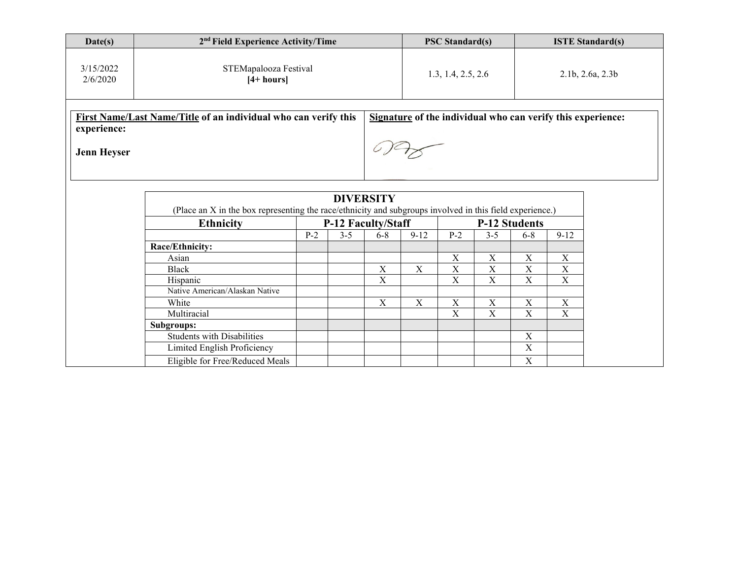| Date(s) | 2nd Field Experience Activity/Time | PSC Standard(s) | ISTE Standard(s) |
|---|---|---|---|
| 3/15/2022<br>2/6/2020 | STEMapalooza Festival<br>**[4+ hours]** | 1.3, 1.4, 2.5, 2.6 | 2.1b, 2.6a, 2.3b |

| **First Name/Last Name/Title** of an individual who can verify this experience: | **Signature** of the individual who can verify this experience: |
|---|---|
| **Jenn Heyser** | |

**DIVERSITY**

(Place an X in the box representing the race/ethnicity and subgroups involved in this field experience.)

| Ethnicity | P-12 Faculty/Staff | | | | P-12 Students | | | |
|---|---|---|---|---|---|---|---|---|
| | P-2 | 3-5 | 6-8 | 9-12 | P-2 | 3-5 | 6-8 | 9-12 |
| **Race/Ethnicity:** | | | | | | | | |
| Asian | | | | | X | X | X | X |
| Black | | | X | X | X | X | X | X |
| Hispanic | | | X | | X | X | X | X |
| Native American/Alaskan Native | | | | | | | | |
| White | | | X | X | X | X | X | X |
| Multiracial | | | | | X | X | X | X |
| **Subgroups:** | | | | | | | | |
| Students with Disabilities | | | | | | | X | |
| Limited English Proficiency | | | | | | | X | |
| Eligible for Free/Reduced Meals | | | | | | | X | |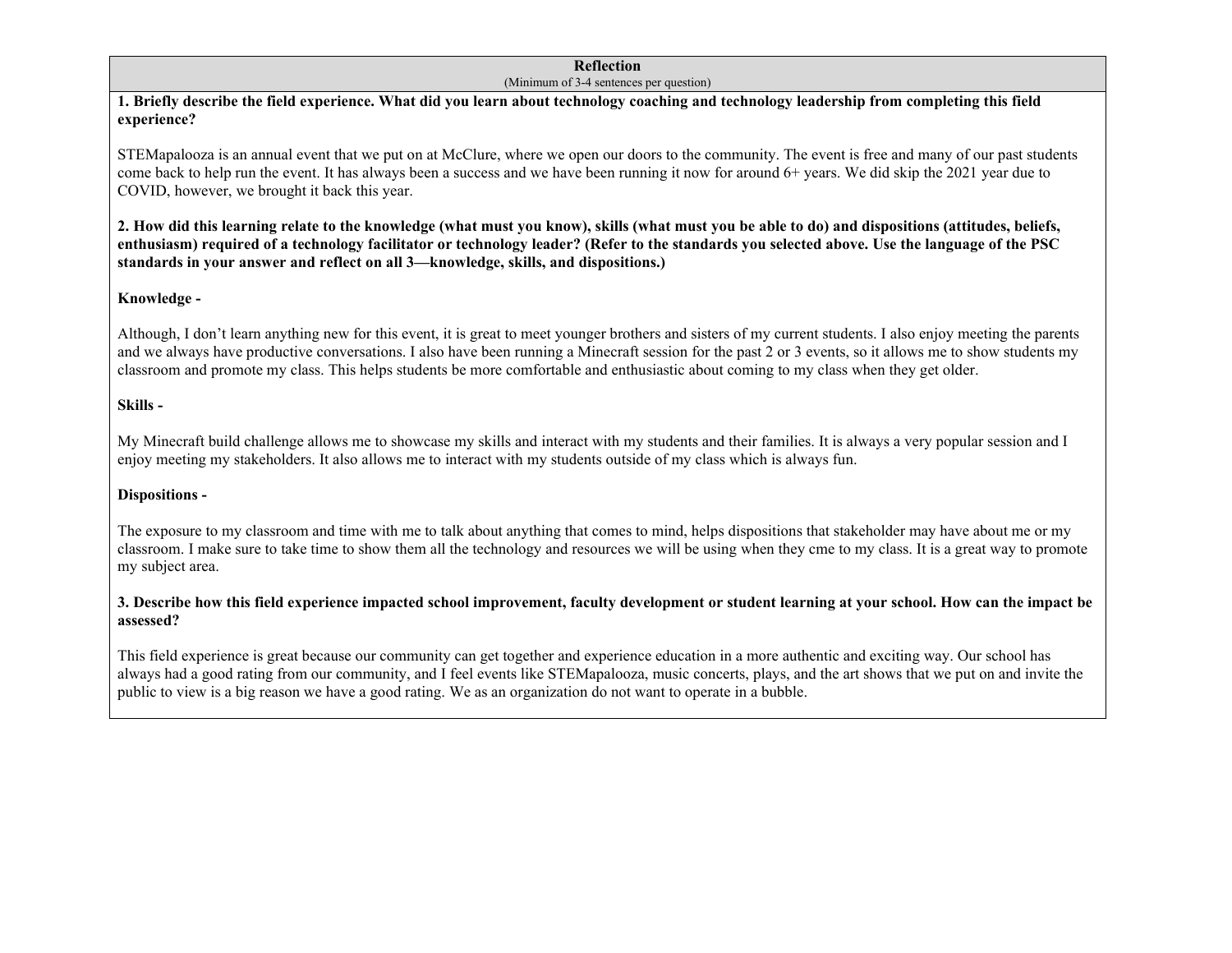## Reflection

(Minimum of 3-4 sentences per question)

**1. Briefly describe the field experience. What did you learn about technology coaching and technology leadership from completing this field experience?**

STEMapalooza is an annual event that we put on at McClure, where we open our doors to the community. The event is free and many of our past students come back to help run the event. It has always been a success and we have been running it now for around 6+ years. We did skip the 2021 year due to COVID, however, we brought it back this year.

**2. How did this learning relate to the knowledge (what must you know), skills (what must you be able to do) and dispositions (attitudes, beliefs, enthusiasm) required of a technology facilitator or technology leader? (Refer to the standards you selected above. Use the language of the PSC standards in your answer and reflect on all 3—knowledge, skills, and dispositions.)**

**Knowledge -**

Although, I don't learn anything new for this event, it is great to meet younger brothers and sisters of my current students. I also enjoy meeting the parents and we always have productive conversations. I also have been running a Minecraft session for the past 2 or 3 events, so it allows me to show students my classroom and promote my class. This helps students be more comfortable and enthusiastic about coming to my class when they get older.

**Skills -**

My Minecraft build challenge allows me to showcase my skills and interact with my students and their families. It is always a very popular session and I enjoy meeting my stakeholders. It also allows me to interact with my students outside of my class which is always fun.

**Dispositions -**

The exposure to my classroom and time with me to talk about anything that comes to mind, helps dispositions that stakeholder may have about me or my classroom. I make sure to take time to show them all the technology and resources we will be using when they cme to my class. It is a great way to promote my subject area.

**3. Describe how this field experience impacted school improvement, faculty development or student learning at your school. How can the impact be assessed?**

This field experience is great because our community can get together and experience education in a more authentic and exciting way. Our school has always had a good rating from our community, and I feel events like STEMapalooza, music concerts, plays, and the art shows that we put on and invite the public to view is a big reason we have a good rating. We as an organization do not want to operate in a bubble.